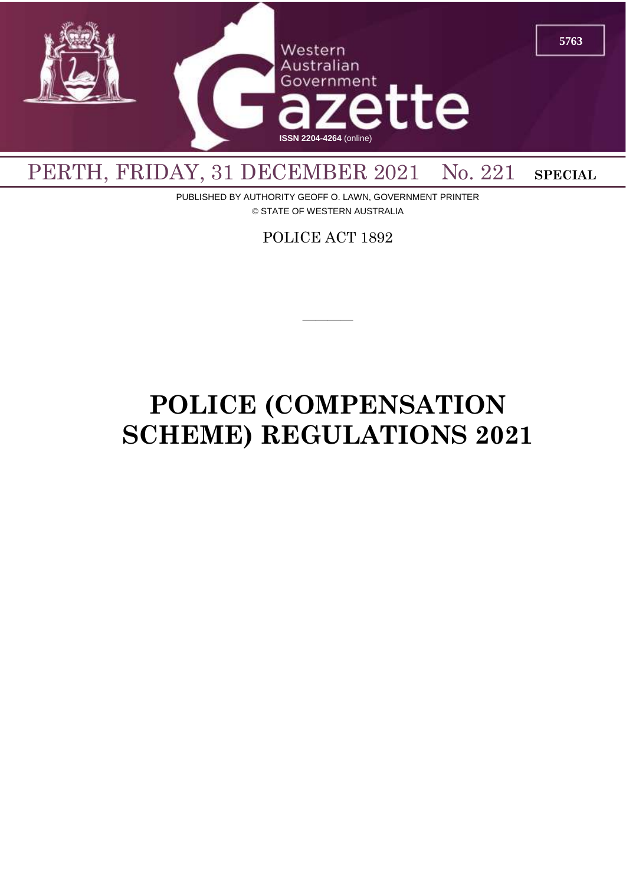Western Australian Government Gazette

ISSN 2204-4264 (online)

PERTH, FRIDAY, 31 DECEMBER 2021 No. 221 **SPECIAL**

PUBLISHED BY AUTHORITY GEOFF O. LAWN, GOVERNMENT PRINTER

© STATE OF WESTERN AUSTRALIA

POLICE ACT 1892

---

# POLICE (COMPENSATION SCHEME) REGULATIONS 2021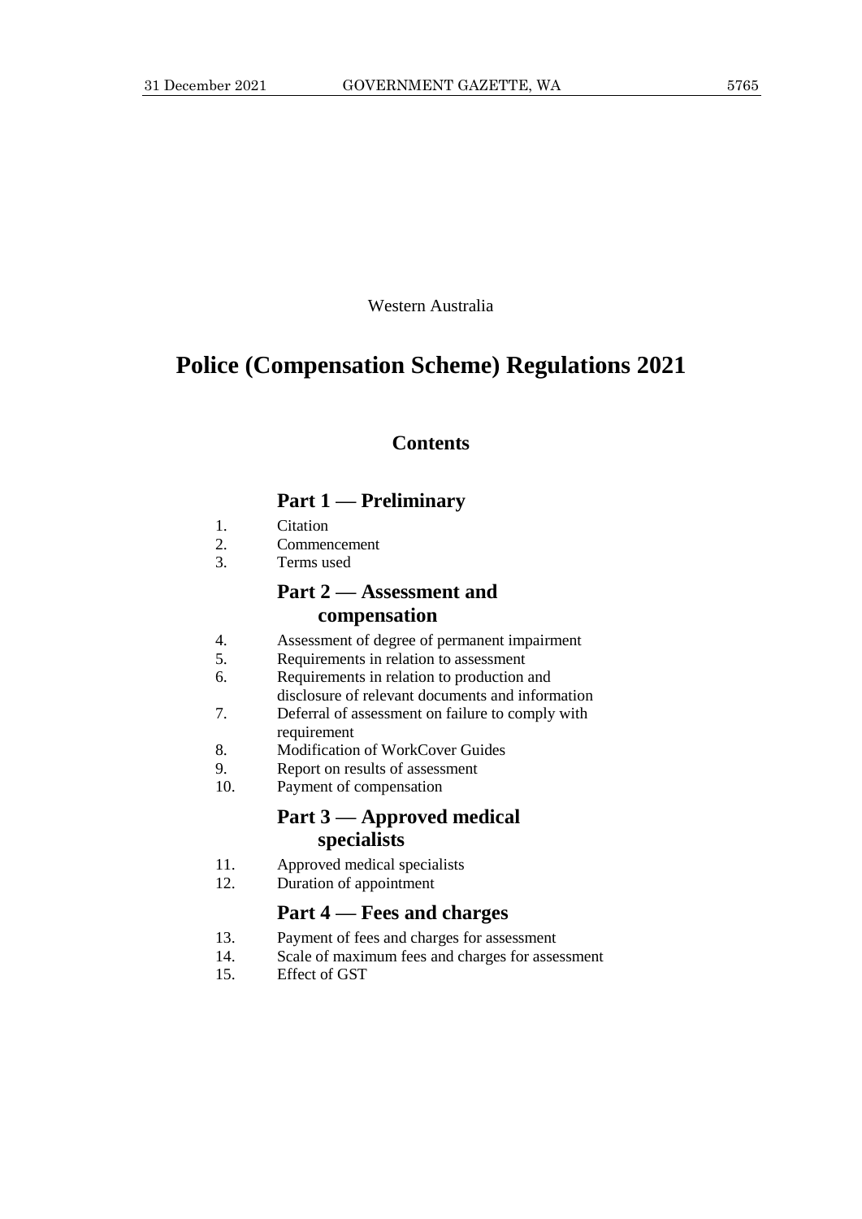Western Australia

# Police (Compensation Scheme) Regulations 2021

## Contents

### Part 1 — Preliminary

1. Citation
2. Commencement
3. Terms used

### Part 2 — Assessment and compensation

4. Assessment of degree of permanent impairment
5. Requirements in relation to assessment
6. Requirements in relation to production and disclosure of relevant documents and information
7. Deferral of assessment on failure to comply with requirement
8. Modification of WorkCover Guides
9. Report on results of assessment
10. Payment of compensation

### Part 3 — Approved medical specialists

11. Approved medical specialists
12. Duration of appointment

### Part 4 — Fees and charges

13. Payment of fees and charges for assessment
14. Scale of maximum fees and charges for assessment
15. Effect of GST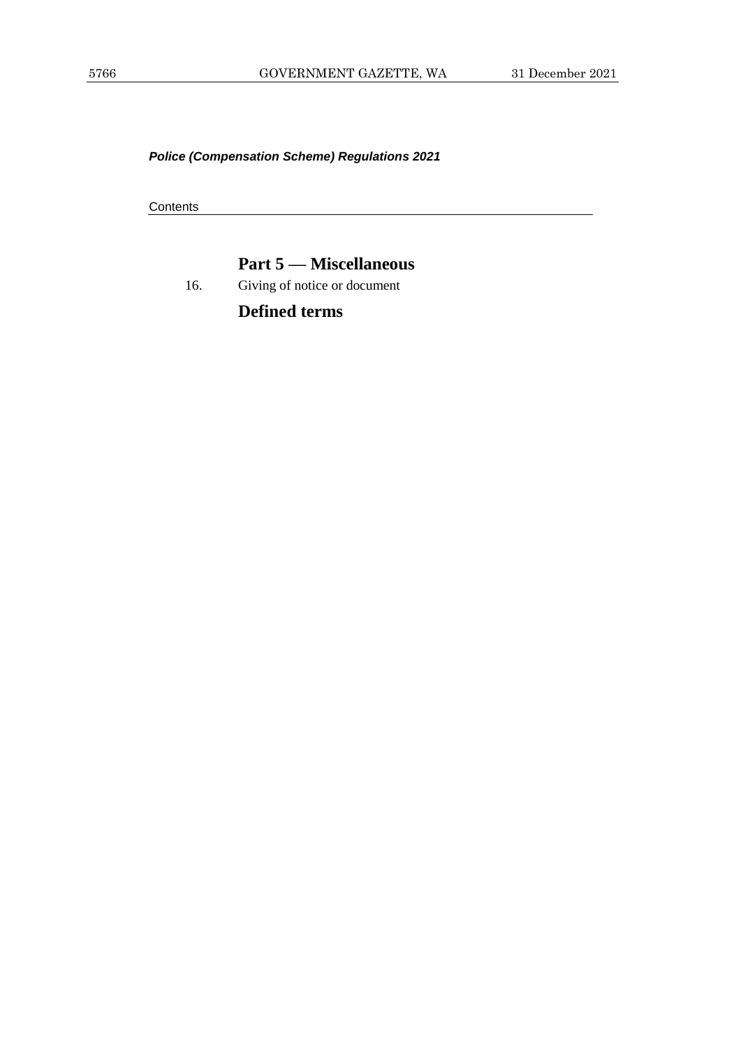*Police (Compensation Scheme) Regulations 2021*

Contents

## Part 5 — Miscellaneous

16. Giving of notice or document

## Defined terms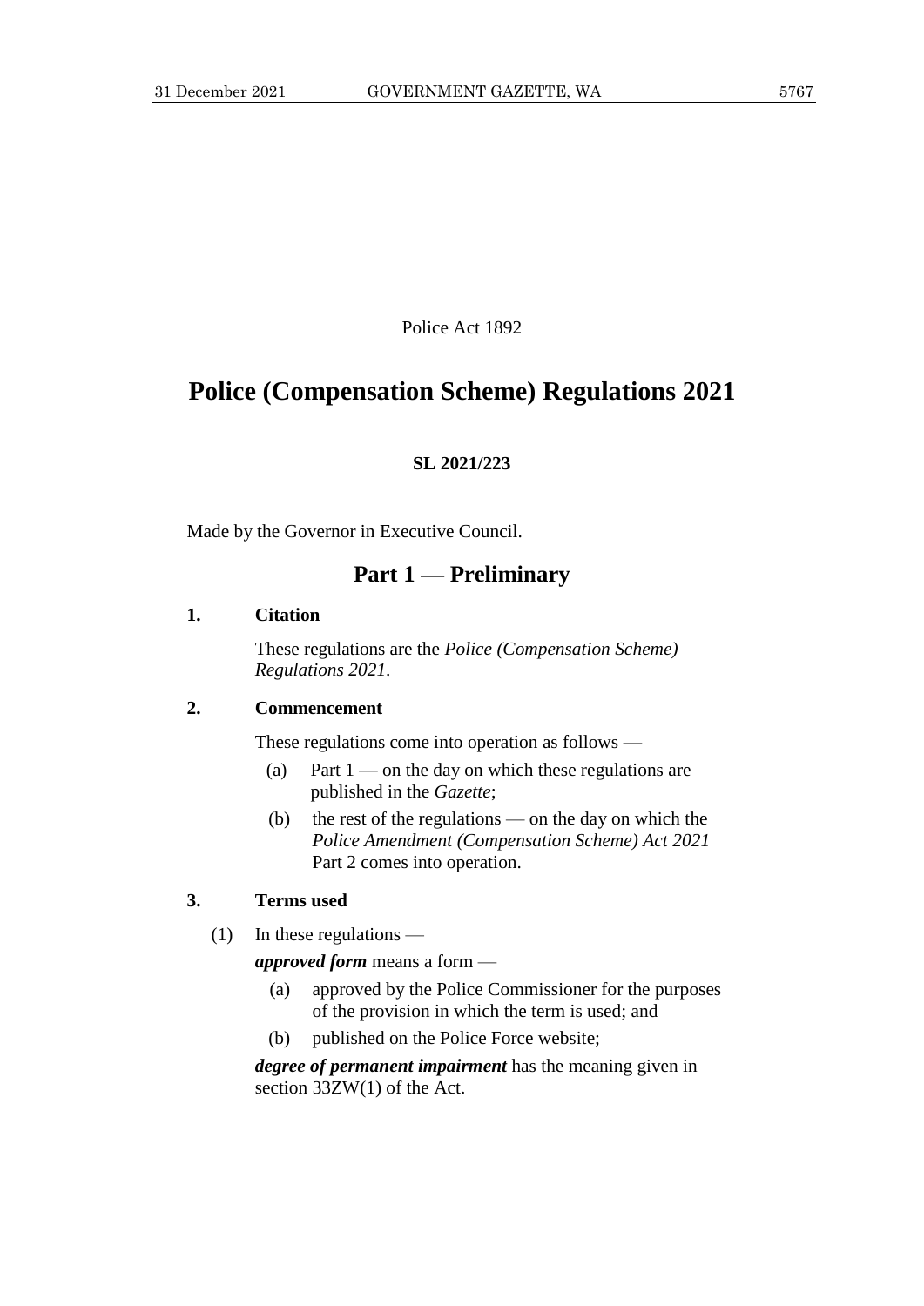Police Act 1892

# Police (Compensation Scheme) Regulations 2021

**SL 2021/223**

Made by the Governor in Executive Council.

## Part 1 — Preliminary

### 1. Citation

These regulations are the *Police (Compensation Scheme) Regulations 2021*.

### 2. Commencement

These regulations come into operation as follows —

(a) Part 1 — on the day on which these regulations are published in the *Gazette*;

(b) the rest of the regulations — on the day on which the *Police Amendment (Compensation Scheme) Act 2021* Part 2 comes into operation.

### 3. Terms used

(1) In these regulations —

***approved form*** means a form —

(a) approved by the Police Commissioner for the purposes of the provision in which the term is used; and

(b) published on the Police Force website;

***degree of permanent impairment*** has the meaning given in section 33ZW(1) of the Act.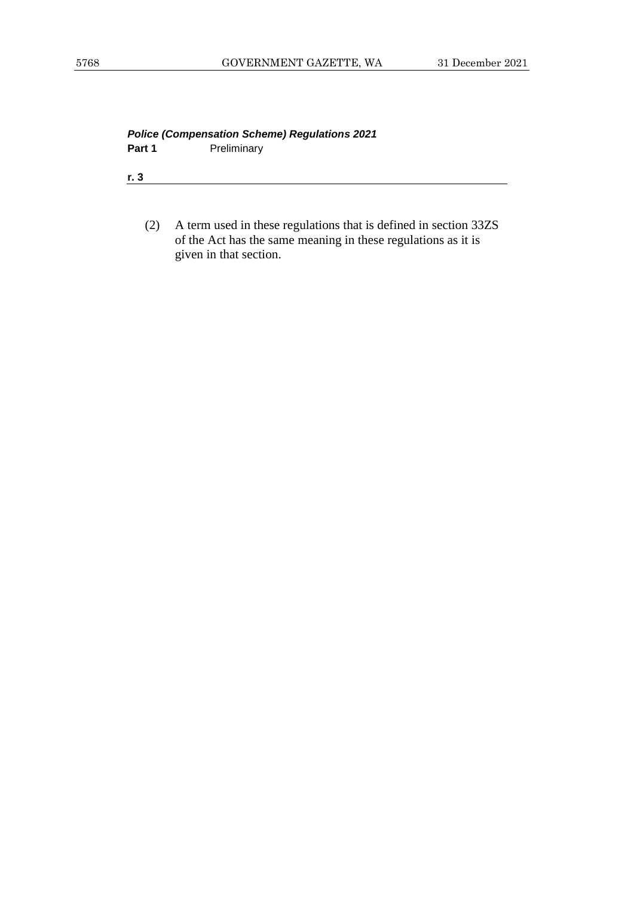(2) A term used in these regulations that is defined in section 33ZS of the Act has the same meaning in these regulations as it is given in that section.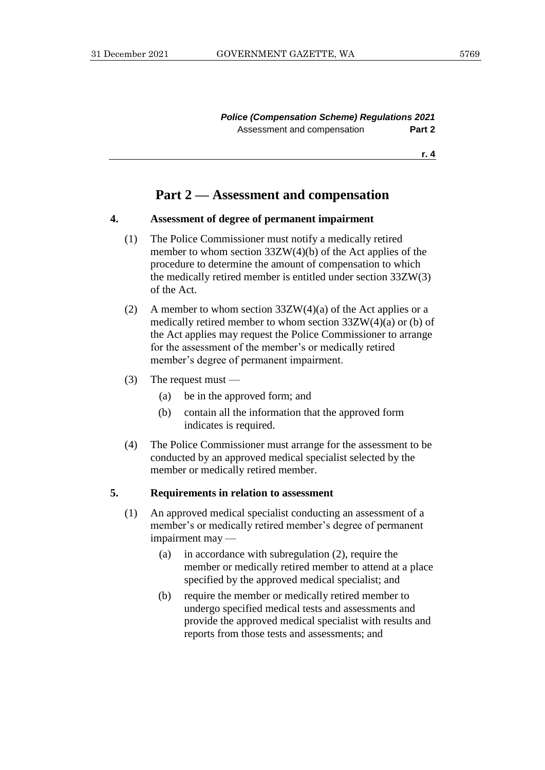## Part 2 — Assessment and compensation

### 4. Assessment of degree of permanent impairment

(1) The Police Commissioner must notify a medically retired member to whom section 33ZW(4)(b) of the Act applies of the procedure to determine the amount of compensation to which the medically retired member is entitled under section 33ZW(3) of the Act.

(2) A member to whom section 33ZW(4)(a) of the Act applies or a medically retired member to whom section 33ZW(4)(a) or (b) of the Act applies may request the Police Commissioner to arrange for the assessment of the member's or medically retired member's degree of permanent impairment.

(3) The request must —

- (a) be in the approved form; and
- (b) contain all the information that the approved form indicates is required.

(4) The Police Commissioner must arrange for the assessment to be conducted by an approved medical specialist selected by the member or medically retired member.

### 5. Requirements in relation to assessment

(1) An approved medical specialist conducting an assessment of a member's or medically retired member's degree of permanent impairment may —

- (a) in accordance with subregulation (2), require the member or medically retired member to attend at a place specified by the approved medical specialist; and
- (b) require the member or medically retired member to undergo specified medical tests and assessments and provide the approved medical specialist with results and reports from those tests and assessments; and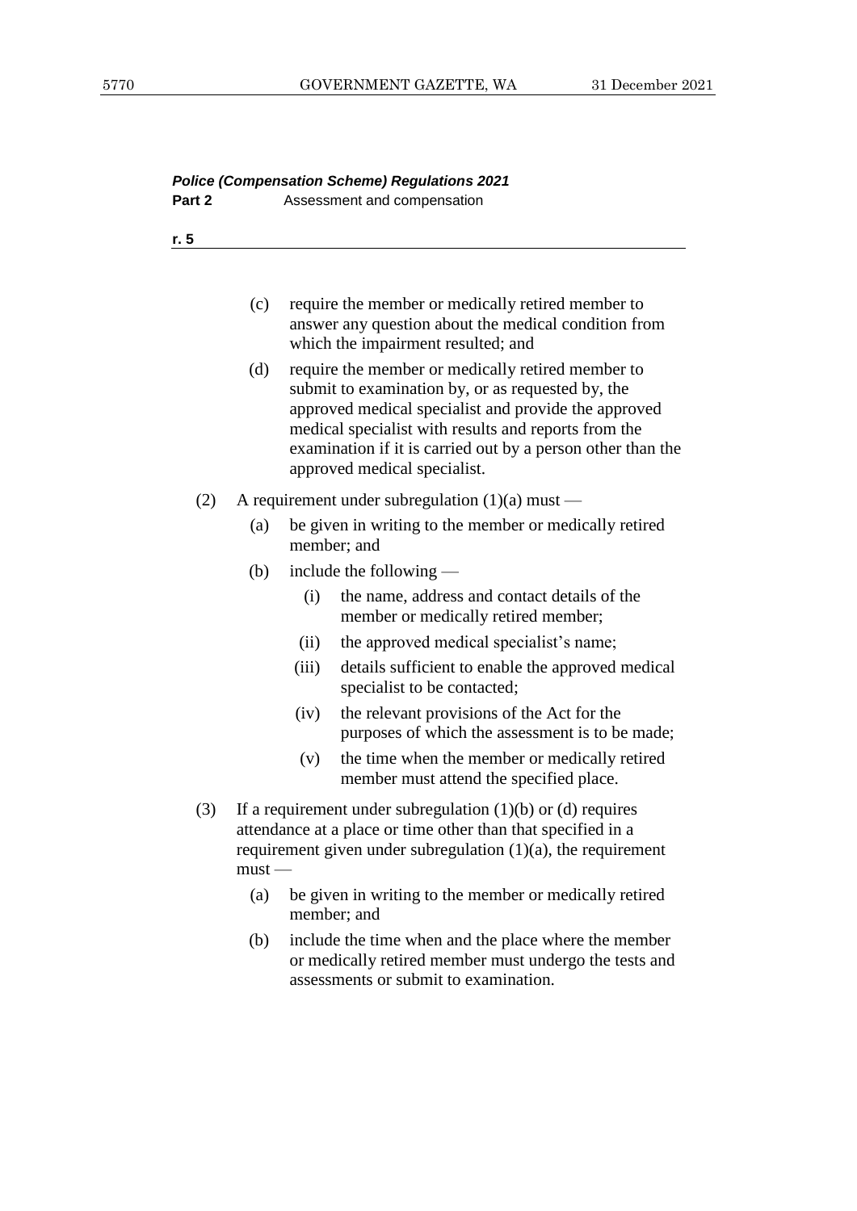(c) require the member or medically retired member to answer any question about the medical condition from which the impairment resulted; and

(d) require the member or medically retired member to submit to examination by, or as requested by, the approved medical specialist and provide the approved medical specialist with results and reports from the examination if it is carried out by a person other than the approved medical specialist.

(2) A requirement under subregulation (1)(a) must —

(a) be given in writing to the member or medically retired member; and

(b) include the following —

(i) the name, address and contact details of the member or medically retired member;

(ii) the approved medical specialist's name;

(iii) details sufficient to enable the approved medical specialist to be contacted;

(iv) the relevant provisions of the Act for the purposes of which the assessment is to be made;

(v) the time when the member or medically retired member must attend the specified place.

(3) If a requirement under subregulation (1)(b) or (d) requires attendance at a place or time other than that specified in a requirement given under subregulation (1)(a), the requirement must —

(a) be given in writing to the member or medically retired member; and

(b) include the time when and the place where the member or medically retired member must undergo the tests and assessments or submit to examination.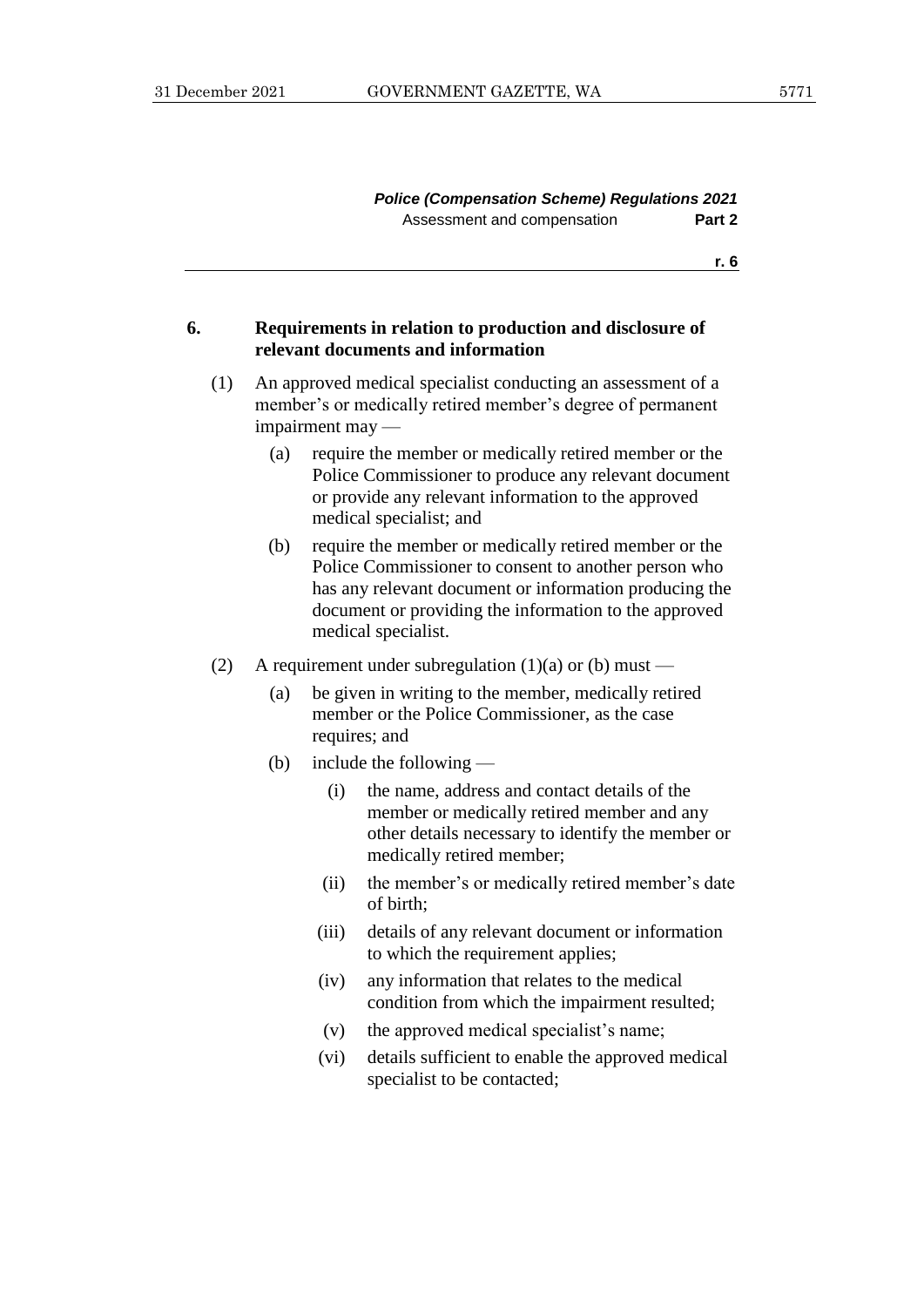### 6. Requirements in relation to production and disclosure of relevant documents and information

(1) An approved medical specialist conducting an assessment of a member's or medically retired member's degree of permanent impairment may —

(a) require the member or medically retired member or the Police Commissioner to produce any relevant document or provide any relevant information to the approved medical specialist; and

(b) require the member or medically retired member or the Police Commissioner to consent to another person who has any relevant document or information producing the document or providing the information to the approved medical specialist.

(2) A requirement under subregulation (1)(a) or (b) must —

(a) be given in writing to the member, medically retired member or the Police Commissioner, as the case requires; and

(b) include the following —

(i) the name, address and contact details of the member or medically retired member and any other details necessary to identify the member or medically retired member;

(ii) the member's or medically retired member's date of birth;

(iii) details of any relevant document or information to which the requirement applies;

(iv) any information that relates to the medical condition from which the impairment resulted;

(v) the approved medical specialist's name;

(vi) details sufficient to enable the approved medical specialist to be contacted;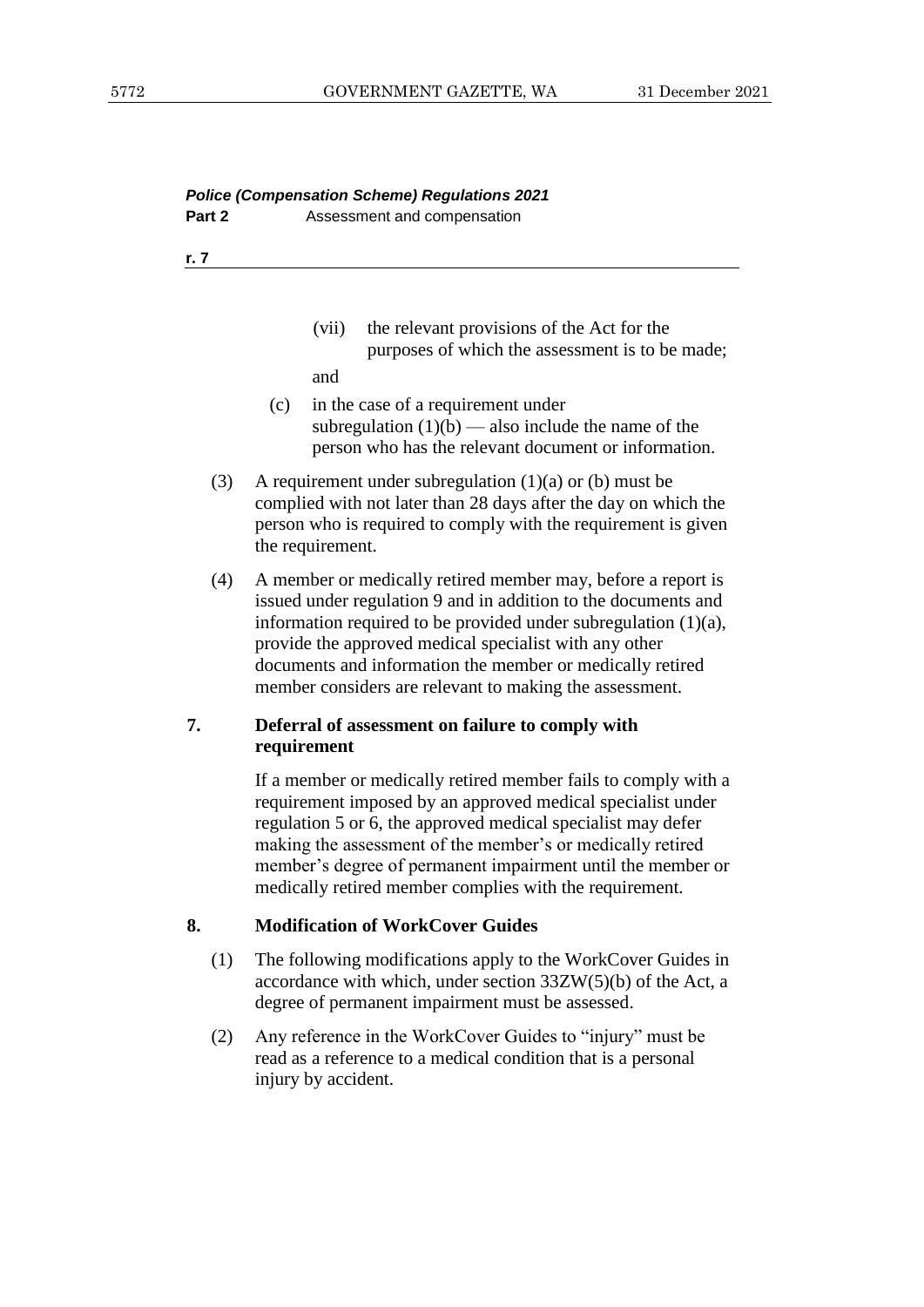(vii) the relevant provisions of the Act for the purposes of which the assessment is to be made;

and

(c) in the case of a requirement under subregulation (1)(b) — also include the name of the person who has the relevant document or information.

(3) A requirement under subregulation (1)(a) or (b) must be complied with not later than 28 days after the day on which the person who is required to comply with the requirement is given the requirement.

(4) A member or medically retired member may, before a report is issued under regulation 9 and in addition to the documents and information required to be provided under subregulation (1)(a), provide the approved medical specialist with any other documents and information the member or medically retired member considers are relevant to making the assessment.

### 7. Deferral of assessment on failure to comply with requirement

If a member or medically retired member fails to comply with a requirement imposed by an approved medical specialist under regulation 5 or 6, the approved medical specialist may defer making the assessment of the member's or medically retired member's degree of permanent impairment until the member or medically retired member complies with the requirement.

### 8. Modification of WorkCover Guides

(1) The following modifications apply to the WorkCover Guides in accordance with which, under section 33ZW(5)(b) of the Act, a degree of permanent impairment must be assessed.

(2) Any reference in the WorkCover Guides to "injury" must be read as a reference to a medical condition that is a personal injury by accident.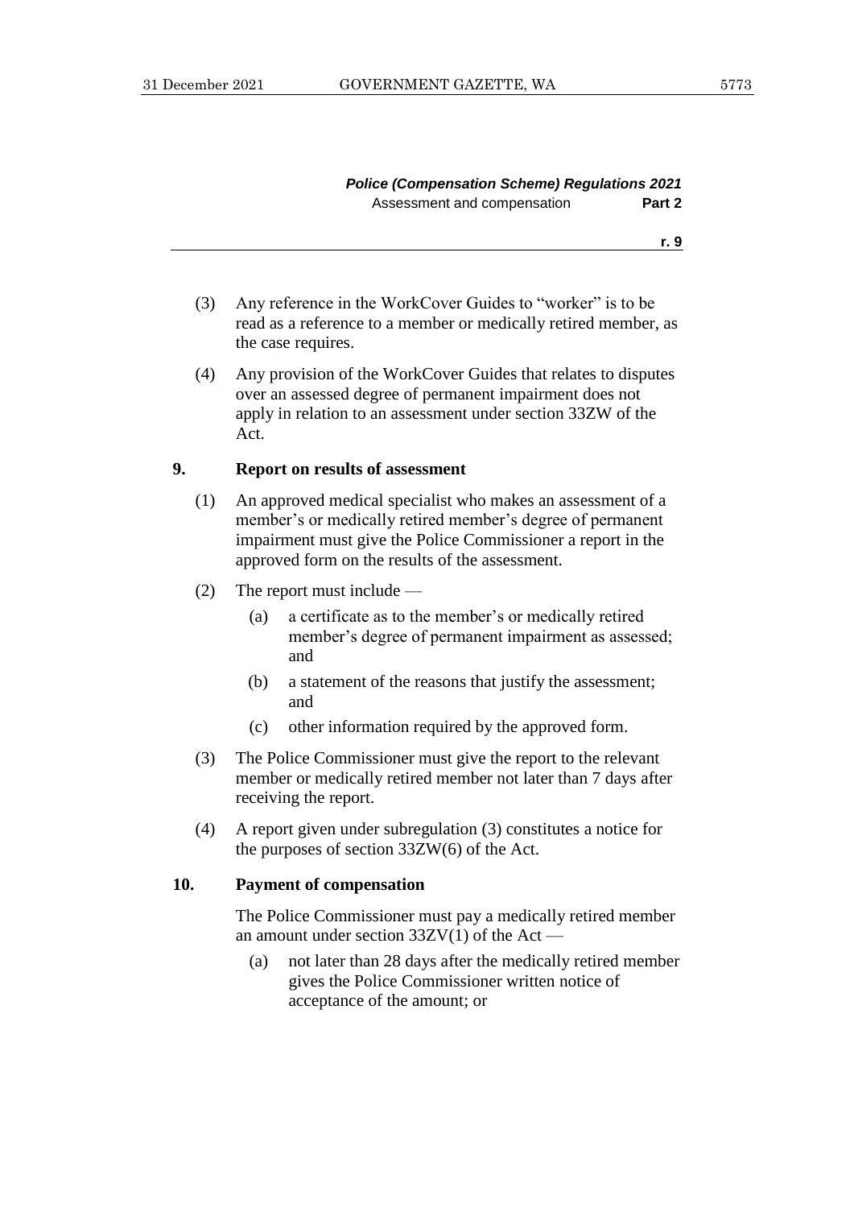(3) Any reference in the WorkCover Guides to "worker" is to be read as a reference to a member or medically retired member, as the case requires.

(4) Any provision of the WorkCover Guides that relates to disputes over an assessed degree of permanent impairment does not apply in relation to an assessment under section 33ZW of the Act.

### 9. Report on results of assessment

(1) An approved medical specialist who makes an assessment of a member's or medically retired member's degree of permanent impairment must give the Police Commissioner a report in the approved form on the results of the assessment.

(2) The report must include —

- (a) a certificate as to the member's or medically retired member's degree of permanent impairment as assessed; and
- (b) a statement of the reasons that justify the assessment; and
- (c) other information required by the approved form.

(3) The Police Commissioner must give the report to the relevant member or medically retired member not later than 7 days after receiving the report.

(4) A report given under subregulation (3) constitutes a notice for the purposes of section 33ZW(6) of the Act.

### 10. Payment of compensation

The Police Commissioner must pay a medically retired member an amount under section 33ZV(1) of the Act —

- (a) not later than 28 days after the medically retired member gives the Police Commissioner written notice of acceptance of the amount; or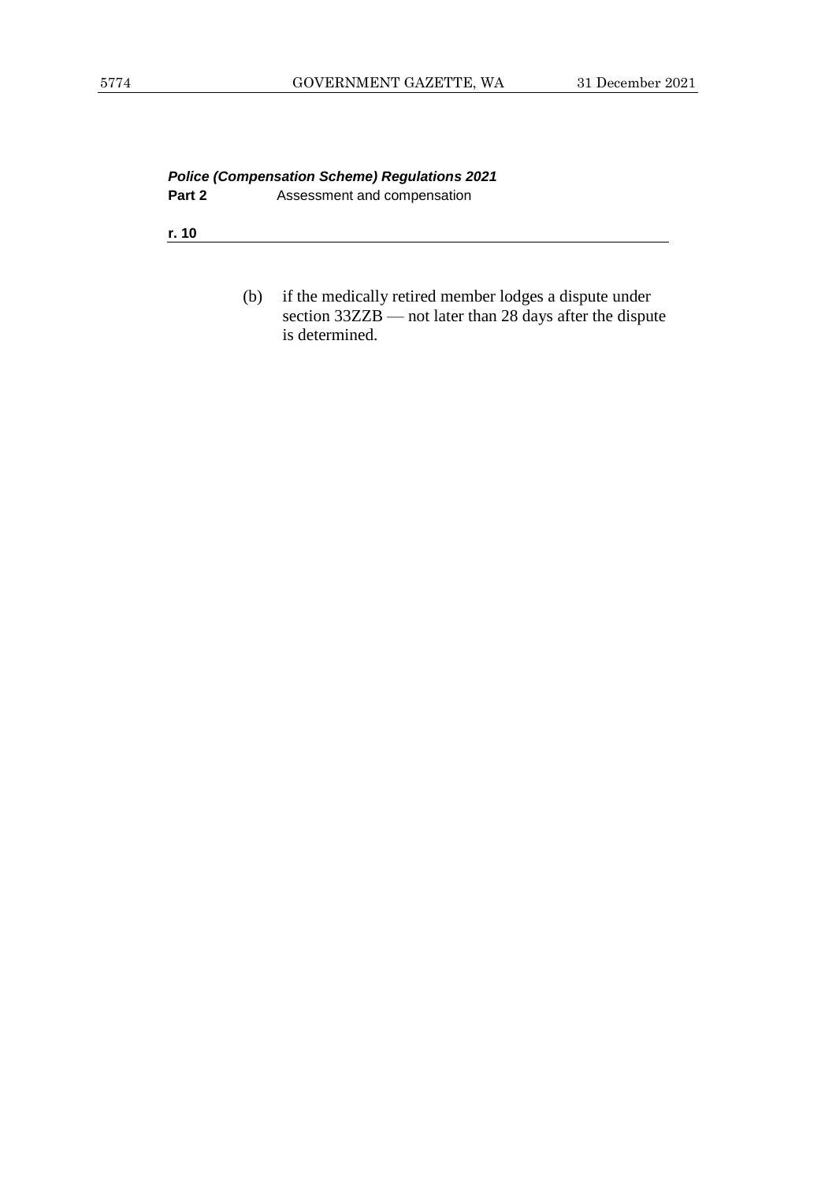(b) if the medically retired member lodges a dispute under section 33ZZB — not later than 28 days after the dispute is determined.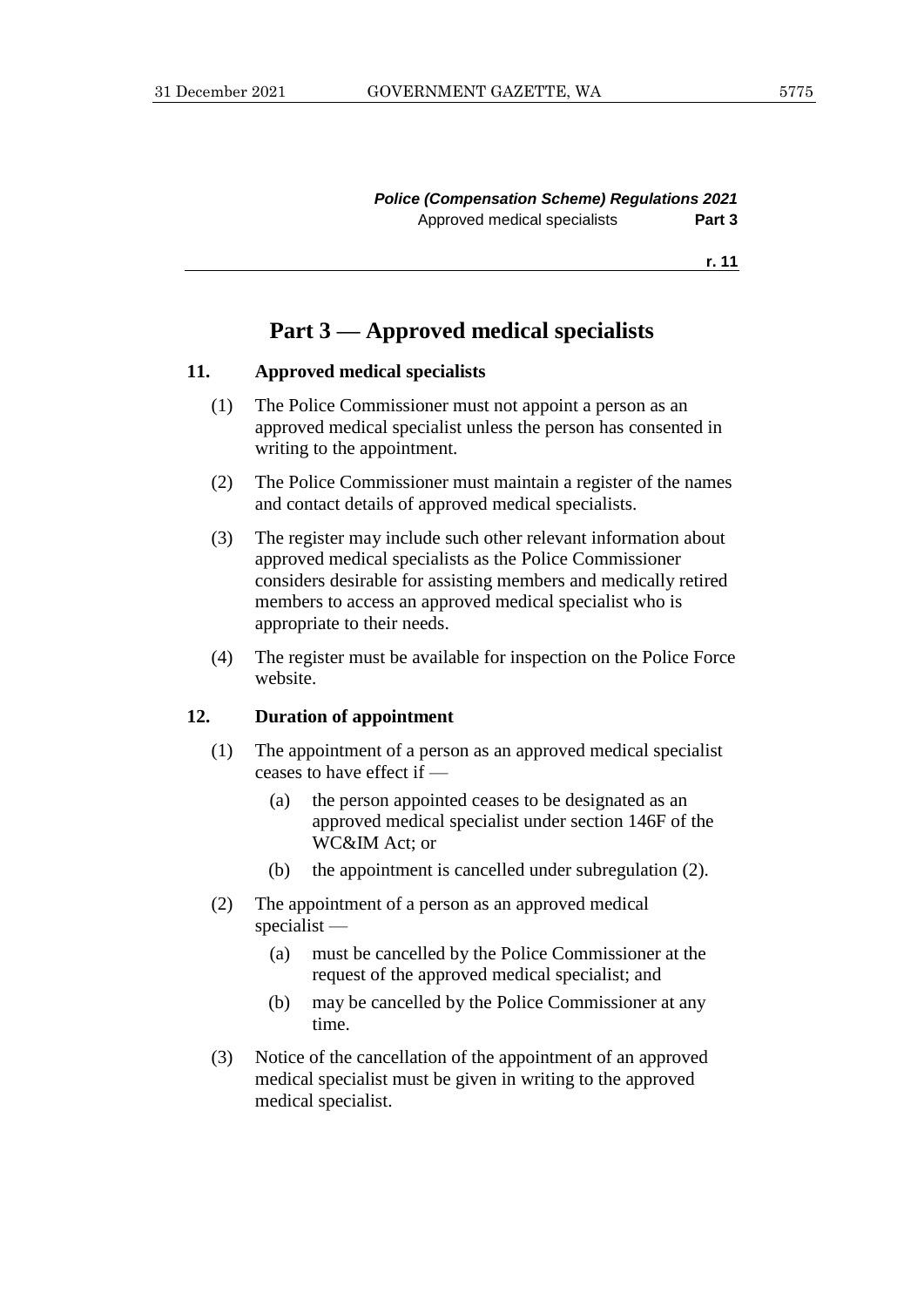# Part 3 — Approved medical specialists

### 11. Approved medical specialists

(1) The Police Commissioner must not appoint a person as an approved medical specialist unless the person has consented in writing to the appointment.

(2) The Police Commissioner must maintain a register of the names and contact details of approved medical specialists.

(3) The register may include such other relevant information about approved medical specialists as the Police Commissioner considers desirable for assisting members and medically retired members to access an approved medical specialist who is appropriate to their needs.

(4) The register must be available for inspection on the Police Force website.

### 12. Duration of appointment

(1) The appointment of a person as an approved medical specialist ceases to have effect if —

(a) the person appointed ceases to be designated as an approved medical specialist under section 146F of the WC&IM Act; or

(b) the appointment is cancelled under subregulation (2).

(2) The appointment of a person as an approved medical specialist —

(a) must be cancelled by the Police Commissioner at the request of the approved medical specialist; and

(b) may be cancelled by the Police Commissioner at any time.

(3) Notice of the cancellation of the appointment of an approved medical specialist must be given in writing to the approved medical specialist.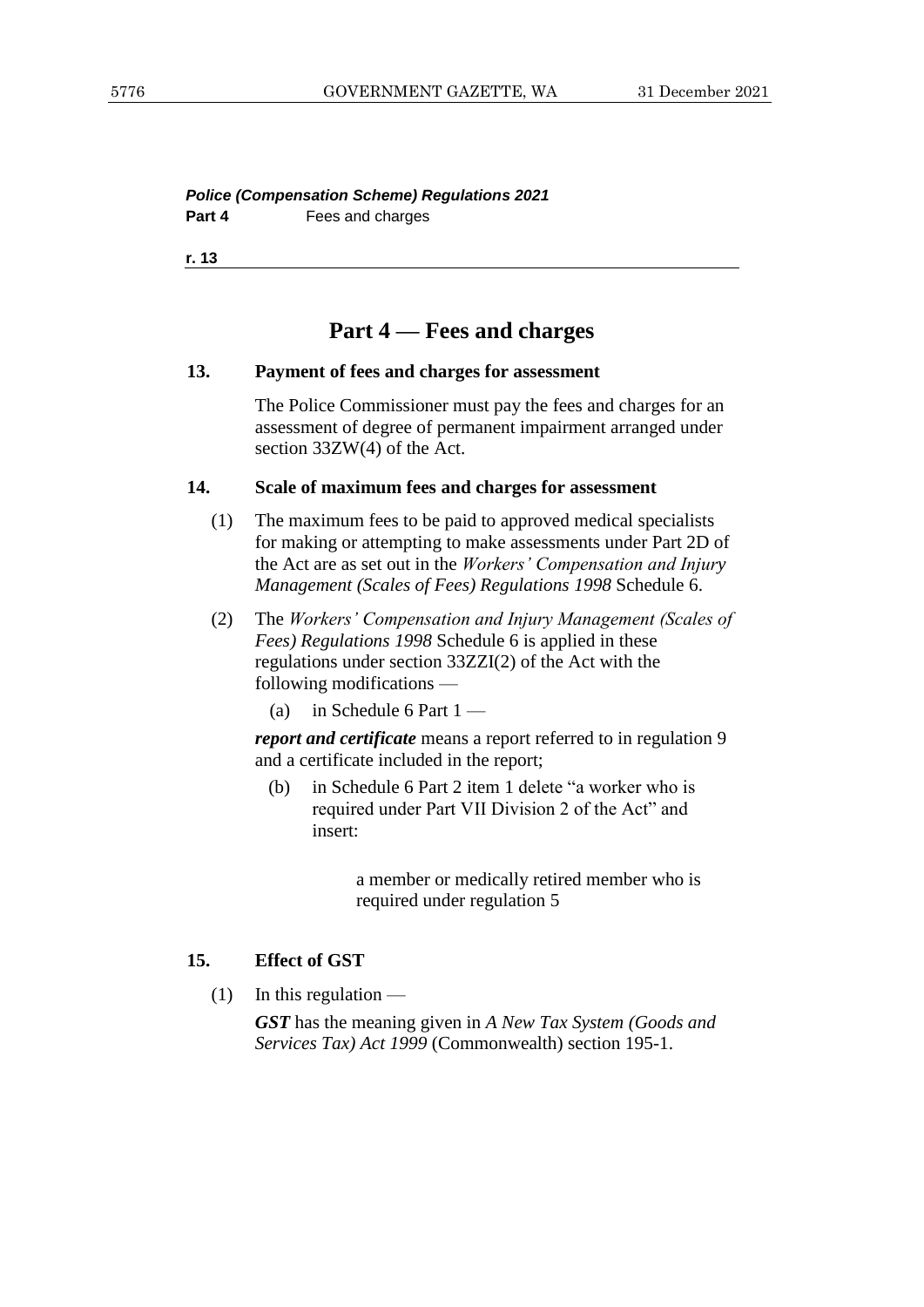# Part 4 — Fees and charges

### 13. Payment of fees and charges for assessment

The Police Commissioner must pay the fees and charges for an assessment of degree of permanent impairment arranged under section 33ZW(4) of the Act.

### 14. Scale of maximum fees and charges for assessment

(1) The maximum fees to be paid to approved medical specialists for making or attempting to make assessments under Part 2D of the Act are as set out in the *Workers' Compensation and Injury Management (Scales of Fees) Regulations 1998* Schedule 6.

(2) The *Workers' Compensation and Injury Management (Scales of Fees) Regulations 1998* Schedule 6 is applied in these regulations under section 33ZZI(2) of the Act with the following modifications —

(a) in Schedule 6 Part 1 —

***report and certificate*** means a report referred to in regulation 9 and a certificate included in the report;

(b) in Schedule 6 Part 2 item 1 delete "a worker who is required under Part VII Division 2 of the Act" and insert:

> a member or medically retired member who is required under regulation 5

### 15. Effect of GST

(1) In this regulation —

***GST*** has the meaning given in *A New Tax System (Goods and Services Tax) Act 1999* (Commonwealth) section 195-1.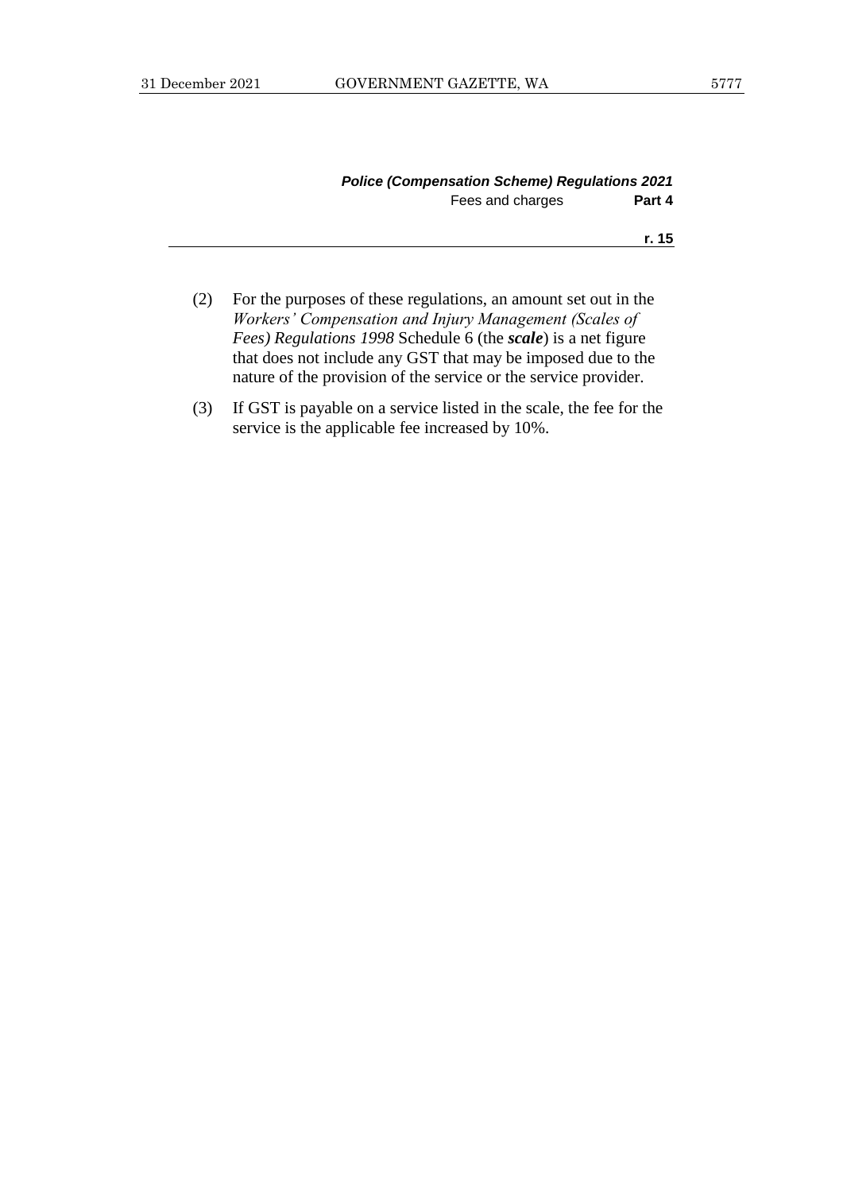(2) For the purposes of these regulations, an amount set out in the *Workers' Compensation and Injury Management (Scales of Fees) Regulations 1998* Schedule 6 (the ***scale***) is a net figure that does not include any GST that may be imposed due to the nature of the provision of the service or the service provider.

(3) If GST is payable on a service listed in the scale, the fee for the service is the applicable fee increased by 10%.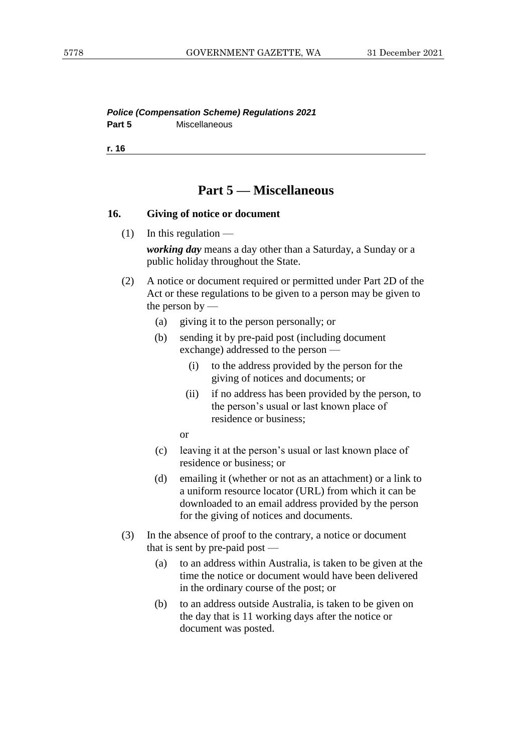## Part 5 — Miscellaneous

### 16. Giving of notice or document

(1) In this regulation —

***working day*** means a day other than a Saturday, a Sunday or a public holiday throughout the State.

(2) A notice or document required or permitted under Part 2D of the Act or these regulations to be given to a person may be given to the person by —

- (a) giving it to the person personally; or
- (b) sending it by pre-paid post (including document exchange) addressed to the person —
  - (i) to the address provided by the person for the giving of notices and documents; or
  - (ii) if no address has been provided by the person, to the person's usual or last known place of residence or business;

  or
- (c) leaving it at the person's usual or last known place of residence or business; or
- (d) emailing it (whether or not as an attachment) or a link to a uniform resource locator (URL) from which it can be downloaded to an email address provided by the person for the giving of notices and documents.

(3) In the absence of proof to the contrary, a notice or document that is sent by pre-paid post —

- (a) to an address within Australia, is taken to be given at the time the notice or document would have been delivered in the ordinary course of the post; or
- (b) to an address outside Australia, is taken to be given on the day that is 11 working days after the notice or document was posted.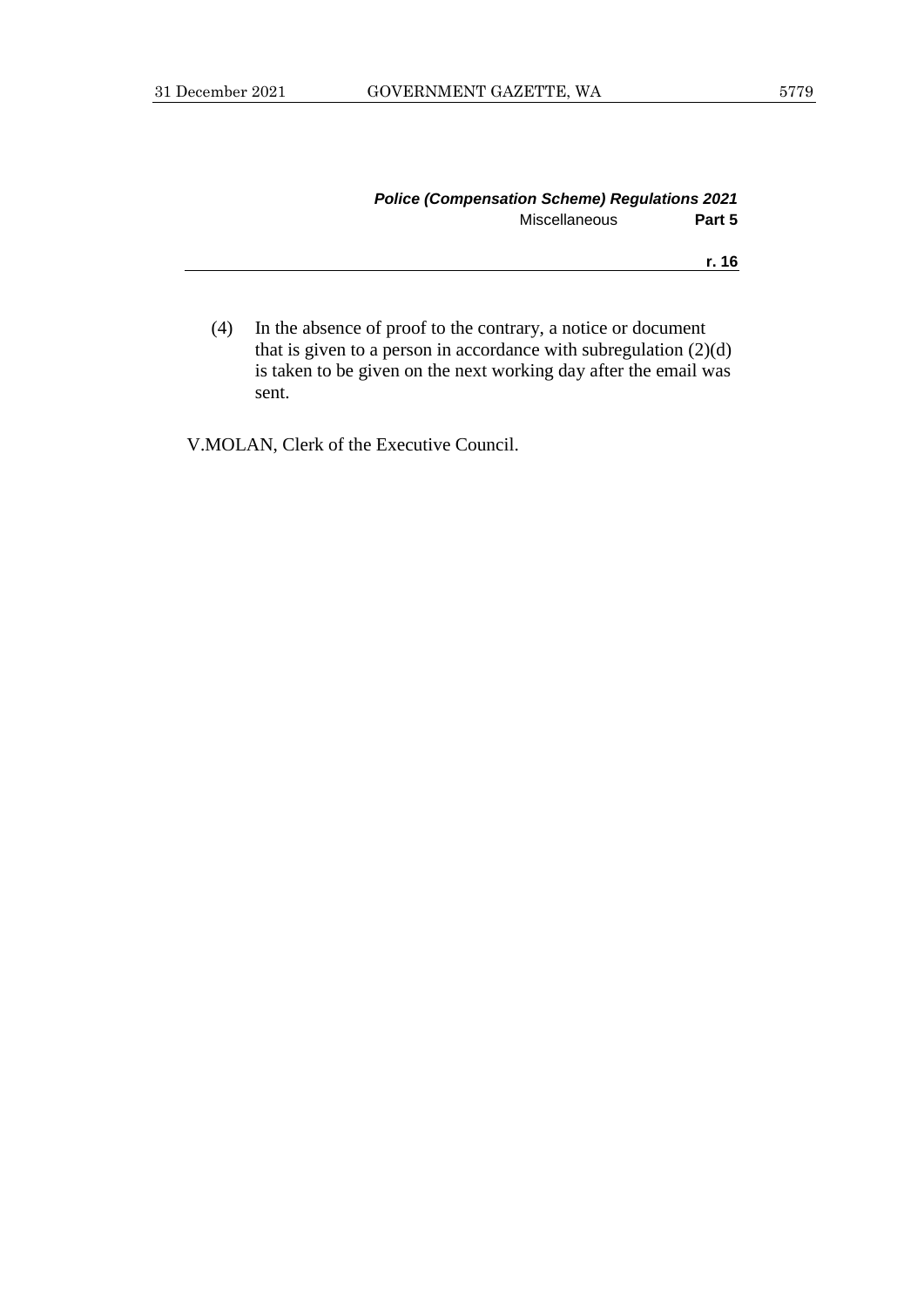(4) In the absence of proof to the contrary, a notice or document that is given to a person in accordance with subregulation (2)(d) is taken to be given on the next working day after the email was sent.

V.MOLAN, Clerk of the Executive Council.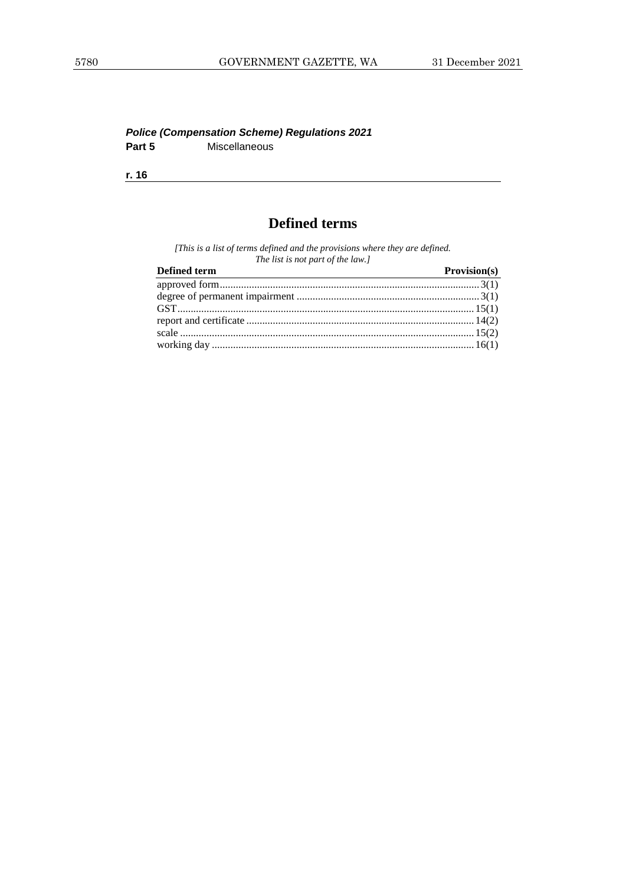*Police (Compensation Scheme) Regulations 2021*

**Part 5** Miscellaneous

**r. 16**

# Defined terms

*[This is a list of terms defined and the provisions where they are defined. The list is not part of the law.]*

| Defined term | Provision(s) |
|---|---|
| approved form | 3(1) |
| degree of permanent impairment | 3(1) |
| GST | 15(1) |
| report and certificate | 14(2) |
| scale | 15(2) |
| working day | 16(1) |